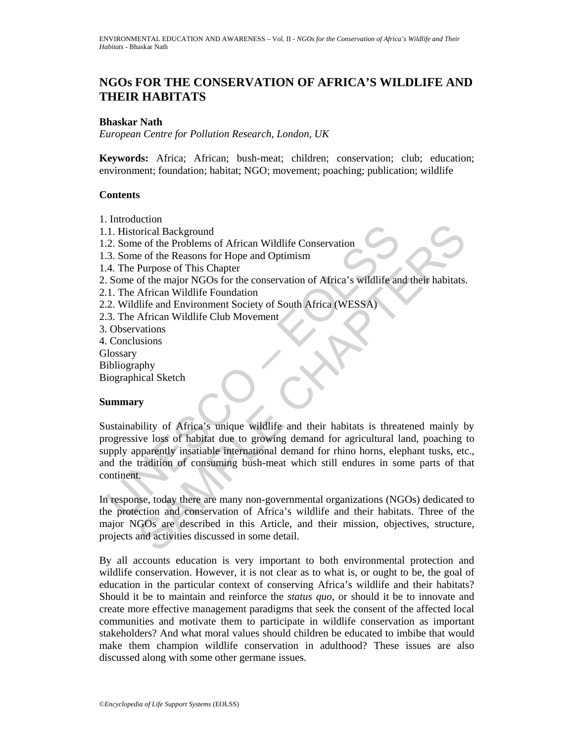# NGOs FOR THE CONSERVATION OF AFRICA'S WILDLIFE AND THEIR HABITATS

**Bhaskar Nath**

*European Centre for Pollution Research, London, UK*

**Keywords:** Africa; African; bush-meat; children; conservation; club; education; environment; foundation; habitat; NGO; movement; poaching; publication; wildlife

## Contents

1. Introduction
1.1. Historical Background
1.2. Some of the Problems of African Wildlife Conservation
1.3. Some of the Reasons for Hope and Optimism
1.4. The Purpose of This Chapter
2. Some of the major NGOs for the conservation of Africa's wildlife and their habitats.
2.1. The African Wildlife Foundation
2.2. Wildlife and Environment Society of South Africa (WESSA)
2.3. The African Wildlife Club Movement
3. Observations
4. Conclusions
Glossary
Bibliography
Biographical Sketch

## Summary

Sustainability of Africa's unique wildlife and their habitats is threatened mainly by progressive loss of habitat due to growing demand for agricultural land, poaching to supply apparently insatiable international demand for rhino horns, elephant tusks, etc., and the tradition of consuming bush-meat which still endures in some parts of that continent.

In response, today there are many non-governmental organizations (NGOs) dedicated to the protection and conservation of Africa's wildlife and their habitats. Three of the major NGOs are described in this Article, and their mission, objectives, structure, projects and activities discussed in some detail.

By all accounts education is very important to both environmental protection and wildlife conservation. However, it is not clear as to what is, or ought to be, the goal of education in the particular context of conserving Africa's wildlife and their habitats? Should it be to maintain and reinforce the *status quo*, or should it be to innovate and create more effective management paradigms that seek the consent of the affected local communities and motivate them to participate in wildlife conservation as important stakeholders? And what moral values should children be educated to imbibe that would make them champion wildlife conservation in adulthood? These issues are also discussed along with some other germane issues.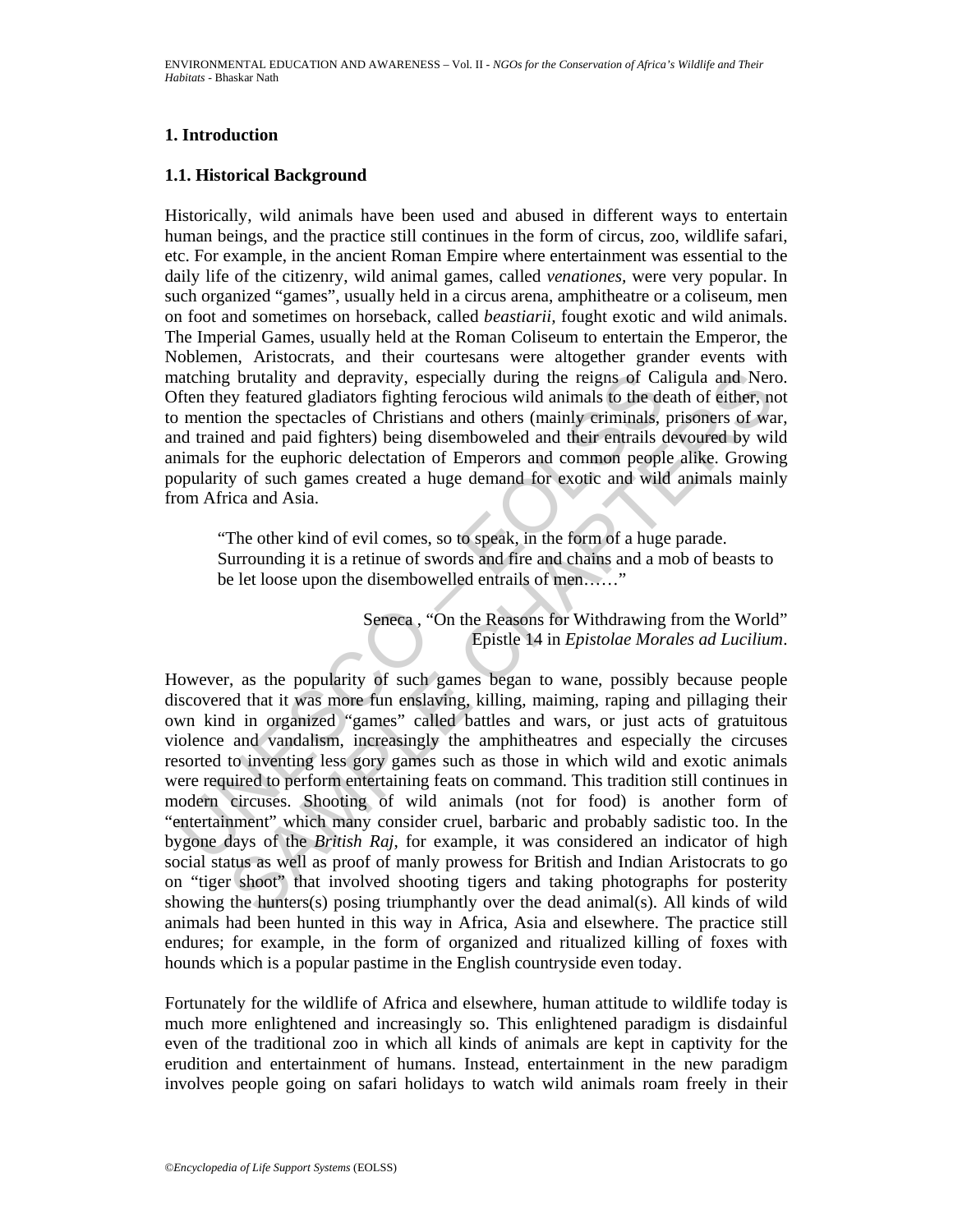# 1. Introduction

## 1.1. Historical Background

Historically, wild animals have been used and abused in different ways to entertain human beings, and the practice still continues in the form of circus, zoo, wildlife safari, etc. For example, in the ancient Roman Empire where entertainment was essential to the daily life of the citizenry, wild animal games, called *venationes*, were very popular. In such organized "games", usually held in a circus arena, amphitheatre or a coliseum, men on foot and sometimes on horseback, called *beastiarii*, fought exotic and wild animals. The Imperial Games, usually held at the Roman Coliseum to entertain the Emperor, the Noblemen, Aristocrats, and their courtesans were altogether grander events with matching brutality and depravity, especially during the reigns of Caligula and Nero. Often they featured gladiators fighting ferocious wild animals to the death of either, not to mention the spectacles of Christians and others (mainly criminals, prisoners of war, and trained and paid fighters) being disemboweled and their entrails devoured by wild animals for the euphoric delectation of Emperors and common people alike. Growing popularity of such games created a huge demand for exotic and wild animals mainly from Africa and Asia.

> "The other kind of evil comes, so to speak, in the form of a huge parade. Surrounding it is a retinue of swords and fire and chains and a mob of beasts to be let loose upon the disembowelled entrails of men……"
>
> Seneca , "On the Reasons for Withdrawing from the World" Epistle 14 in *Epistolae Morales ad Lucilium*.

However, as the popularity of such games began to wane, possibly because people discovered that it was more fun enslaving, killing, maiming, raping and pillaging their own kind in organized "games" called battles and wars, or just acts of gratuitous violence and vandalism, increasingly the amphitheatres and especially the circuses resorted to inventing less gory games such as those in which wild and exotic animals were required to perform entertaining feats on command. This tradition still continues in modern circuses. Shooting of wild animals (not for food) is another form of "entertainment" which many consider cruel, barbaric and probably sadistic too. In the bygone days of the *British Raj*, for example, it was considered an indicator of high social status as well as proof of manly prowess for British and Indian Aristocrats to go on "tiger shoot" that involved shooting tigers and taking photographs for posterity showing the hunters(s) posing triumphantly over the dead animal(s). All kinds of wild animals had been hunted in this way in Africa, Asia and elsewhere. The practice still endures; for example, in the form of organized and ritualized killing of foxes with hounds which is a popular pastime in the English countryside even today.

Fortunately for the wildlife of Africa and elsewhere, human attitude to wildlife today is much more enlightened and increasingly so. This enlightened paradigm is disdainful even of the traditional zoo in which all kinds of animals are kept in captivity for the erudition and entertainment of humans. Instead, entertainment in the new paradigm involves people going on safari holidays to watch wild animals roam freely in their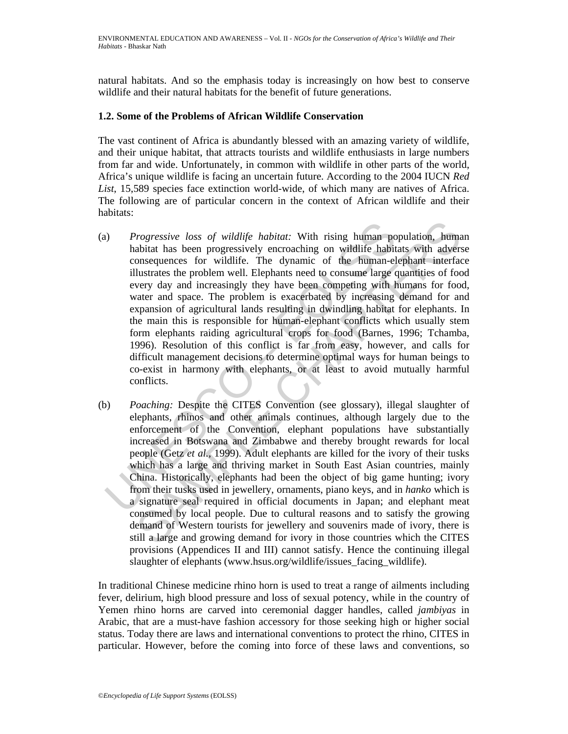natural habitats. And so the emphasis today is increasingly on how best to conserve wildlife and their natural habitats for the benefit of future generations.

### 1.2. Some of the Problems of African Wildlife Conservation

The vast continent of Africa is abundantly blessed with an amazing variety of wildlife, and their unique habitat, that attracts tourists and wildlife enthusiasts in large numbers from far and wide. Unfortunately, in common with wildlife in other parts of the world, Africa's unique wildlife is facing an uncertain future. According to the 2004 IUCN *Red List*, 15,589 species face extinction world-wide, of which many are natives of Africa. The following are of particular concern in the context of African wildlife and their habitats:

(a) *Progressive loss of wildlife habitat:* With rising human population, human habitat has been progressively encroaching on wildlife habitats with adverse consequences for wildlife. The dynamic of the human-elephant interface illustrates the problem well. Elephants need to consume large quantities of food every day and increasingly they have been competing with humans for food, water and space. The problem is exacerbated by increasing demand for and expansion of agricultural lands resulting in dwindling habitat for elephants. In the main this is responsible for human-elephant conflicts which usually stem form elephants raiding agricultural crops for food (Barnes, 1996; Tchamba, 1996). Resolution of this conflict is far from easy, however, and calls for difficult management decisions to determine optimal ways for human beings to co-exist in harmony with elephants, or at least to avoid mutually harmful conflicts.

(b) *Poaching:* Despite the CITES Convention (see glossary), illegal slaughter of elephants, rhinos and other animals continues, although largely due to the enforcement of the Convention, elephant populations have substantially increased in Botswana and Zimbabwe and thereby brought rewards for local people (Getz *et al.*, 1999). Adult elephants are killed for the ivory of their tusks which has a large and thriving market in South East Asian countries, mainly China. Historically, elephants had been the object of big game hunting; ivory from their tusks used in jewellery, ornaments, piano keys, and in *hanko* which is a signature seal required in official documents in Japan; and elephant meat consumed by local people. Due to cultural reasons and to satisfy the growing demand of Western tourists for jewellery and souvenirs made of ivory, there is still a large and growing demand for ivory in those countries which the CITES provisions (Appendices II and III) cannot satisfy. Hence the continuing illegal slaughter of elephants (www.hsus.org/wildlife/issues_facing_wildlife).

In traditional Chinese medicine rhino horn is used to treat a range of ailments including fever, delirium, high blood pressure and loss of sexual potency, while in the country of Yemen rhino horns are carved into ceremonial dagger handles, called *jambiyas* in Arabic, that are a must-have fashion accessory for those seeking high or higher social status. Today there are laws and international conventions to protect the rhino, CITES in particular. However, before the coming into force of these laws and conventions, so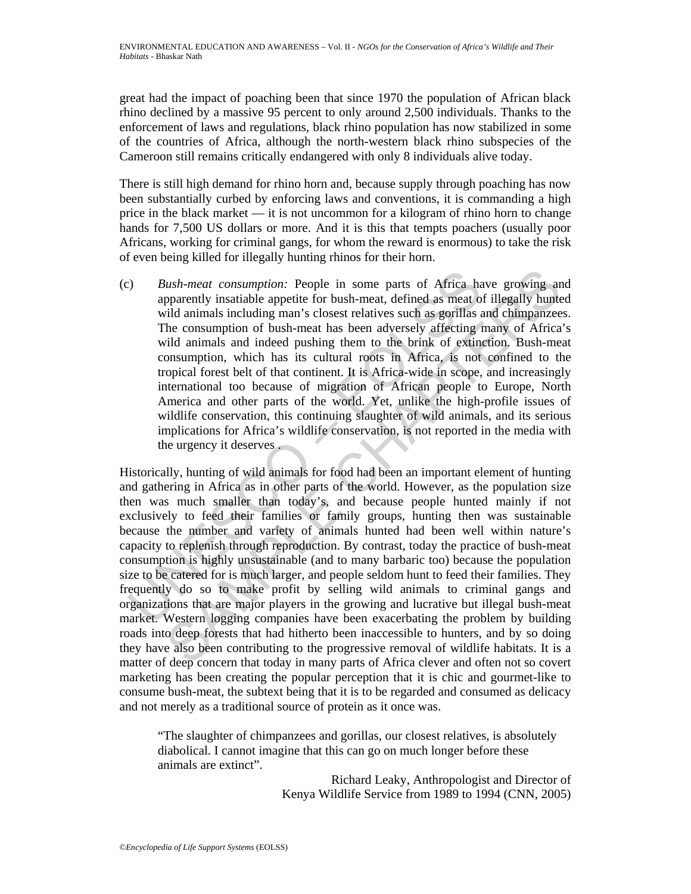great had the impact of poaching been that since 1970 the population of African black rhino declined by a massive 95 percent to only around 2,500 individuals. Thanks to the enforcement of laws and regulations, black rhino population has now stabilized in some of the countries of Africa, although the north-western black rhino subspecies of the Cameroon still remains critically endangered with only 8 individuals alive today.

There is still high demand for rhino horn and, because supply through poaching has now been substantially curbed by enforcing laws and conventions, it is commanding a high price in the black market — it is not uncommon for a kilogram of rhino horn to change hands for 7,500 US dollars or more. And it is this that tempts poachers (usually poor Africans, working for criminal gangs, for whom the reward is enormous) to take the risk of even being killed for illegally hunting rhinos for their horn.

(c) *Bush-meat consumption:* People in some parts of Africa have growing and apparently insatiable appetite for bush-meat, defined as meat of illegally hunted wild animals including man's closest relatives such as gorillas and chimpanzees. The consumption of bush-meat has been adversely affecting many of Africa's wild animals and indeed pushing them to the brink of extinction. Bush-meat consumption, which has its cultural roots in Africa, is not confined to the tropical forest belt of that continent. It is Africa-wide in scope, and increasingly international too because of migration of African people to Europe, North America and other parts of the world. Yet, unlike the high-profile issues of wildlife conservation, this continuing slaughter of wild animals, and its serious implications for Africa's wildlife conservation, is not reported in the media with the urgency it deserves .

Historically, hunting of wild animals for food had been an important element of hunting and gathering in Africa as in other parts of the world. However, as the population size then was much smaller than today's, and because people hunted mainly if not exclusively to feed their families or family groups, hunting then was sustainable because the number and variety of animals hunted had been well within nature's capacity to replenish through reproduction. By contrast, today the practice of bush-meat consumption is highly unsustainable (and to many barbaric too) because the population size to be catered for is much larger, and people seldom hunt to feed their families. They frequently do so to make profit by selling wild animals to criminal gangs and organizations that are major players in the growing and lucrative but illegal bush-meat market. Western logging companies have been exacerbating the problem by building roads into deep forests that had hitherto been inaccessible to hunters, and by so doing they have also been contributing to the progressive removal of wildlife habitats. It is a matter of deep concern that today in many parts of Africa clever and often not so covert marketing has been creating the popular perception that it is chic and gourmet-like to consume bush-meat, the subtext being that it is to be regarded and consumed as delicacy and not merely as a traditional source of protein as it once was.

> "The slaughter of chimpanzees and gorillas, our closest relatives, is absolutely diabolical. I cannot imagine that this can go on much longer before these animals are extinct".
>
> Richard Leaky, Anthropologist and Director of Kenya Wildlife Service from 1989 to 1994 (CNN, 2005)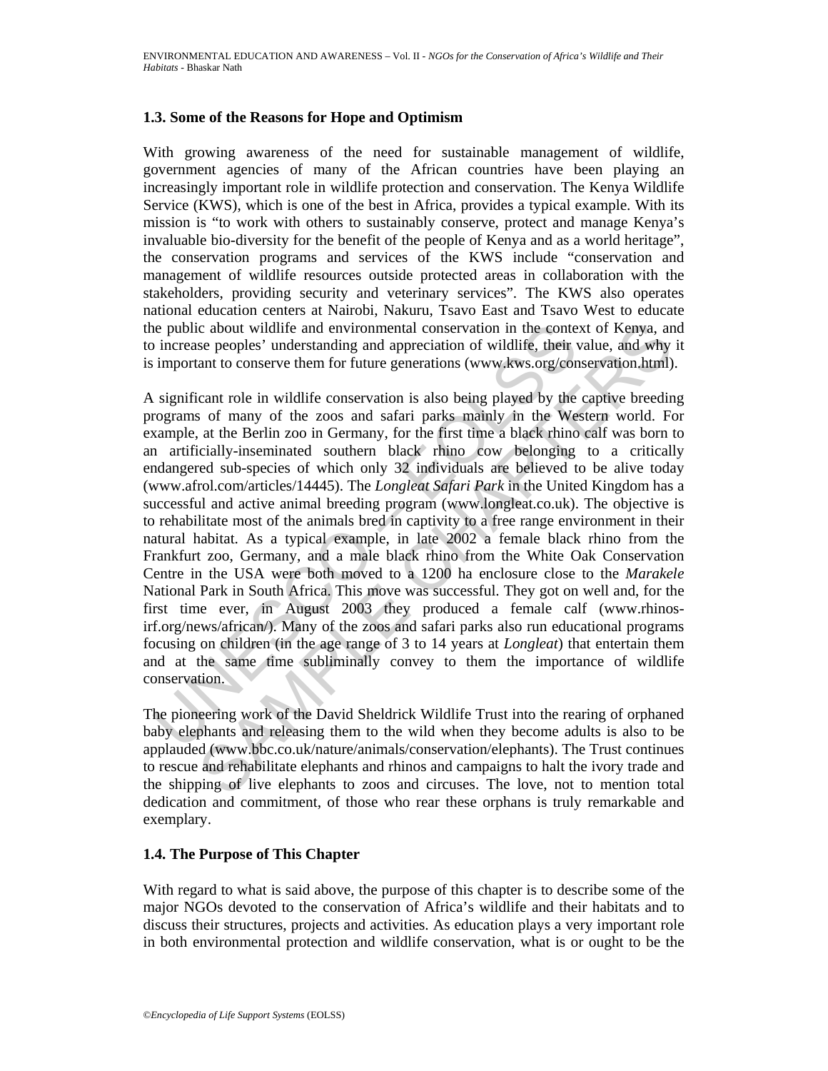### 1.3. Some of the Reasons for Hope and Optimism

With growing awareness of the need for sustainable management of wildlife, government agencies of many of the African countries have been playing an increasingly important role in wildlife protection and conservation. The Kenya Wildlife Service (KWS), which is one of the best in Africa, provides a typical example. With its mission is "to work with others to sustainably conserve, protect and manage Kenya's invaluable bio-diversity for the benefit of the people of Kenya and as a world heritage", the conservation programs and services of the KWS include "conservation and management of wildlife resources outside protected areas in collaboration with the stakeholders, providing security and veterinary services". The KWS also operates national education centers at Nairobi, Nakuru, Tsavo East and Tsavo West to educate the public about wildlife and environmental conservation in the context of Kenya, and to increase peoples' understanding and appreciation of wildlife, their value, and why it is important to conserve them for future generations (www.kws.org/conservation.html).

A significant role in wildlife conservation is also being played by the captive breeding programs of many of the zoos and safari parks mainly in the Western world. For example, at the Berlin zoo in Germany, for the first time a black rhino calf was born to an artificially-inseminated southern black rhino cow belonging to a critically endangered sub-species of which only 32 individuals are believed to be alive today (www.afrol.com/articles/14445). The *Longleat Safari Park* in the United Kingdom has a successful and active animal breeding program (www.longleat.co.uk). The objective is to rehabilitate most of the animals bred in captivity to a free range environment in their natural habitat. As a typical example, in late 2002 a female black rhino from the Frankfurt zoo, Germany, and a male black rhino from the White Oak Conservation Centre in the USA were both moved to a 1200 ha enclosure close to the *Marakele* National Park in South Africa. This move was successful. They got on well and, for the first time ever, in August 2003 they produced a female calf (www.rhinos-irf.org/news/african/). Many of the zoos and safari parks also run educational programs focusing on children (in the age range of 3 to 14 years at *Longleat*) that entertain them and at the same time subliminally convey to them the importance of wildlife conservation.

The pioneering work of the David Sheldrick Wildlife Trust into the rearing of orphaned baby elephants and releasing them to the wild when they become adults is also to be applauded (www.bbc.co.uk/nature/animals/conservation/elephants). The Trust continues to rescue and rehabilitate elephants and rhinos and campaigns to halt the ivory trade and the shipping of live elephants to zoos and circuses. The love, not to mention total dedication and commitment, of those who rear these orphans is truly remarkable and exemplary.

### 1.4. The Purpose of This Chapter

With regard to what is said above, the purpose of this chapter is to describe some of the major NGOs devoted to the conservation of Africa's wildlife and their habitats and to discuss their structures, projects and activities. As education plays a very important role in both environmental protection and wildlife conservation, what is or ought to be the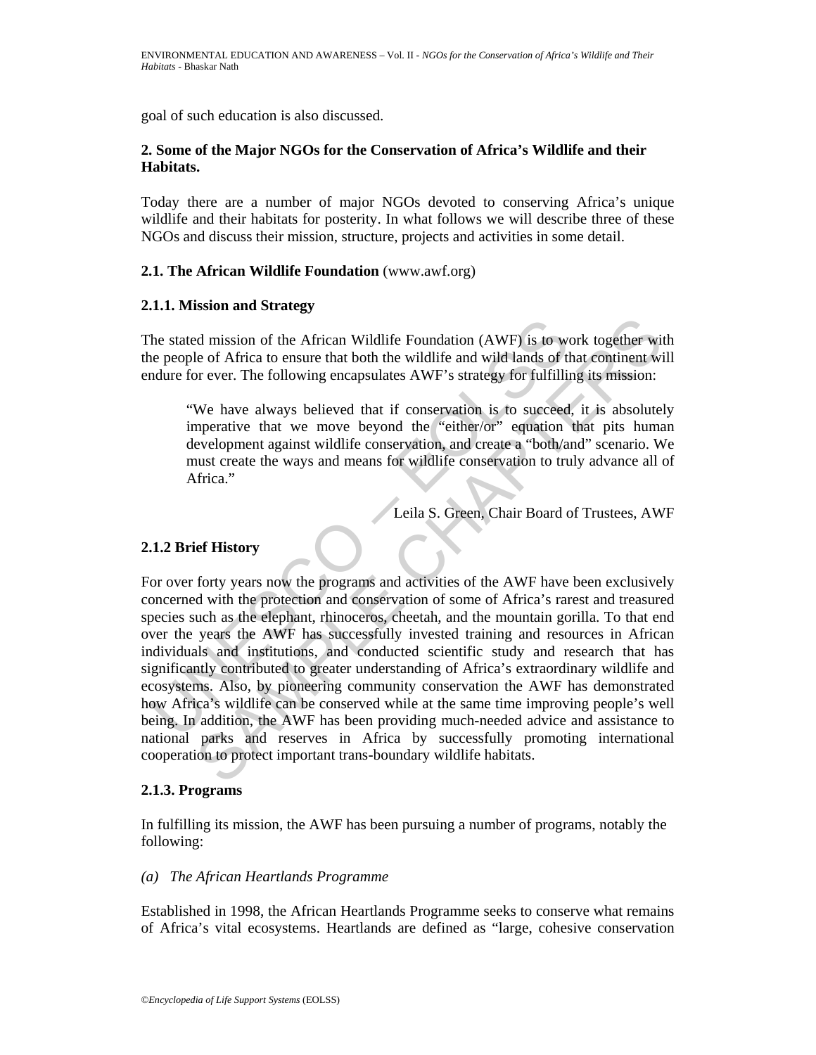goal of such education is also discussed.

## 2. Some of the Major NGOs for the Conservation of Africa's Wildlife and their Habitats.

Today there are a number of major NGOs devoted to conserving Africa's unique wildlife and their habitats for posterity. In what follows we will describe three of these NGOs and discuss their mission, structure, projects and activities in some detail.

### 2.1. The African Wildlife Foundation (www.awf.org)

#### 2.1.1. Mission and Strategy

The stated mission of the African Wildlife Foundation (AWF) is to work together with the people of Africa to ensure that both the wildlife and wild lands of that continent will endure for ever. The following encapsulates AWF's strategy for fulfilling its mission:

> "We have always believed that if conservation is to succeed, it is absolutely imperative that we move beyond the "either/or" equation that pits human development against wildlife conservation, and create a "both/and" scenario. We must create the ways and means for wildlife conservation to truly advance all of Africa."
>
> Leila S. Green, Chair Board of Trustees, AWF

#### 2.1.2 Brief History

For over forty years now the programs and activities of the AWF have been exclusively concerned with the protection and conservation of some of Africa's rarest and treasured species such as the elephant, rhinoceros, cheetah, and the mountain gorilla. To that end over the years the AWF has successfully invested training and resources in African individuals and institutions, and conducted scientific study and research that has significantly contributed to greater understanding of Africa's extraordinary wildlife and ecosystems. Also, by pioneering community conservation the AWF has demonstrated how Africa's wildlife can be conserved while at the same time improving people's well being. In addition, the AWF has been providing much-needed advice and assistance to national parks and reserves in Africa by successfully promoting international cooperation to protect important trans-boundary wildlife habitats.

#### 2.1.3. Programs

In fulfilling its mission, the AWF has been pursuing a number of programs, notably the following:

*(a) The African Heartlands Programme*

Established in 1998, the African Heartlands Programme seeks to conserve what remains of Africa's vital ecosystems. Heartlands are defined as "large, cohesive conservation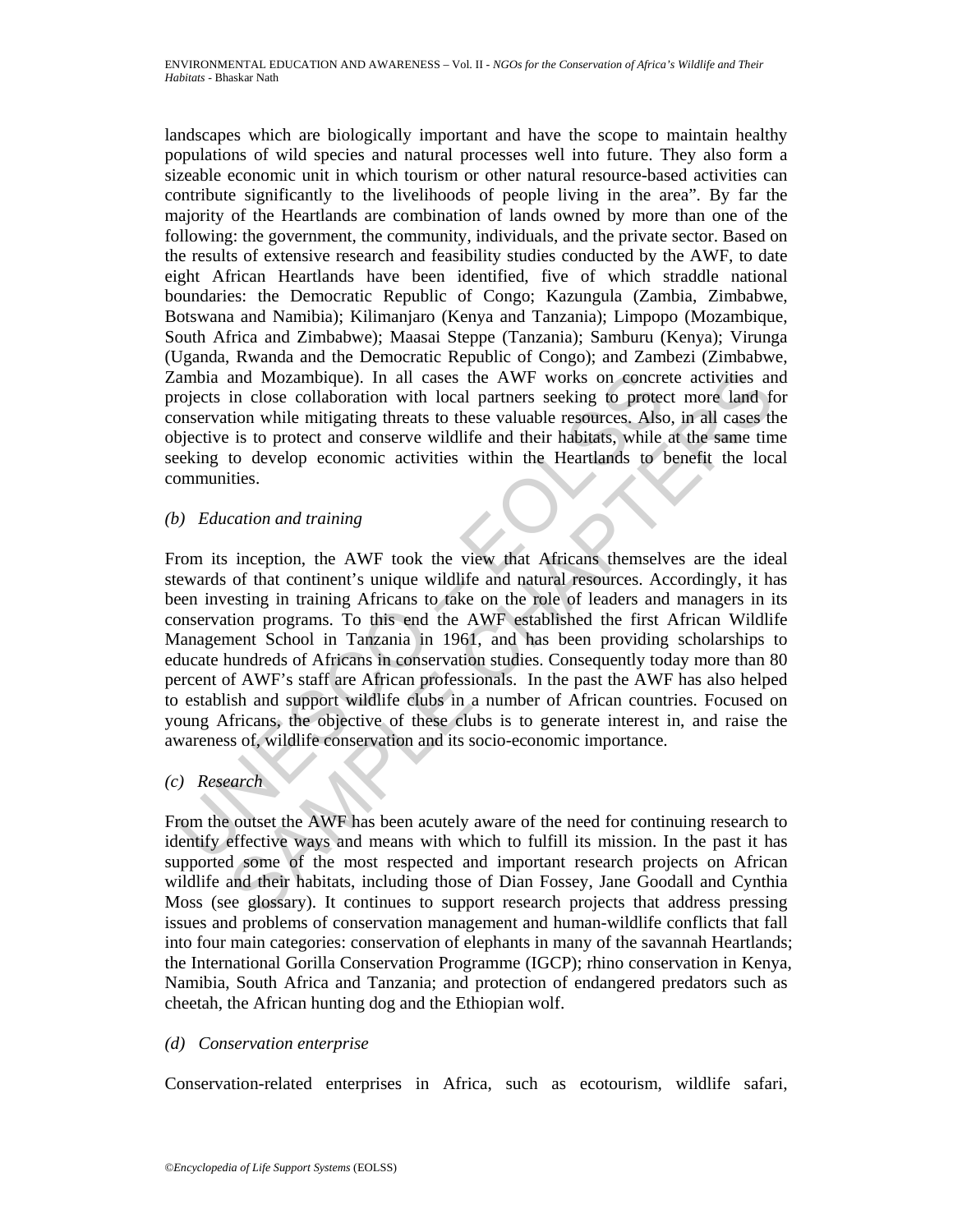landscapes which are biologically important and have the scope to maintain healthy populations of wild species and natural processes well into future. They also form a sizeable economic unit in which tourism or other natural resource-based activities can contribute significantly to the livelihoods of people living in the area". By far the majority of the Heartlands are combination of lands owned by more than one of the following: the government, the community, individuals, and the private sector. Based on the results of extensive research and feasibility studies conducted by the AWF, to date eight African Heartlands have been identified, five of which straddle national boundaries: the Democratic Republic of Congo; Kazungula (Zambia, Zimbabwe, Botswana and Namibia); Kilimanjaro (Kenya and Tanzania); Limpopo (Mozambique, South Africa and Zimbabwe); Maasai Steppe (Tanzania); Samburu (Kenya); Virunga (Uganda, Rwanda and the Democratic Republic of Congo); and Zambezi (Zimbabwe, Zambia and Mozambique). In all cases the AWF works on concrete activities and projects in close collaboration with local partners seeking to protect more land for conservation while mitigating threats to these valuable resources. Also, in all cases the objective is to protect and conserve wildlife and their habitats, while at the same time seeking to develop economic activities within the Heartlands to benefit the local communities.

*(b) Education and training*

From its inception, the AWF took the view that Africans themselves are the ideal stewards of that continent's unique wildlife and natural resources. Accordingly, it has been investing in training Africans to take on the role of leaders and managers in its conservation programs. To this end the AWF established the first African Wildlife Management School in Tanzania in 1961, and has been providing scholarships to educate hundreds of Africans in conservation studies. Consequently today more than 80 percent of AWF's staff are African professionals. In the past the AWF has also helped to establish and support wildlife clubs in a number of African countries. Focused on young Africans, the objective of these clubs is to generate interest in, and raise the awareness of, wildlife conservation and its socio-economic importance.

*(c) Research*

From the outset the AWF has been acutely aware of the need for continuing research to identify effective ways and means with which to fulfill its mission. In the past it has supported some of the most respected and important research projects on African wildlife and their habitats, including those of Dian Fossey, Jane Goodall and Cynthia Moss (see glossary). It continues to support research projects that address pressing issues and problems of conservation management and human-wildlife conflicts that fall into four main categories: conservation of elephants in many of the savannah Heartlands; the International Gorilla Conservation Programme (IGCP); rhino conservation in Kenya, Namibia, South Africa and Tanzania; and protection of endangered predators such as cheetah, the African hunting dog and the Ethiopian wolf.

*(d) Conservation enterprise*

Conservation-related enterprises in Africa, such as ecotourism, wildlife safari,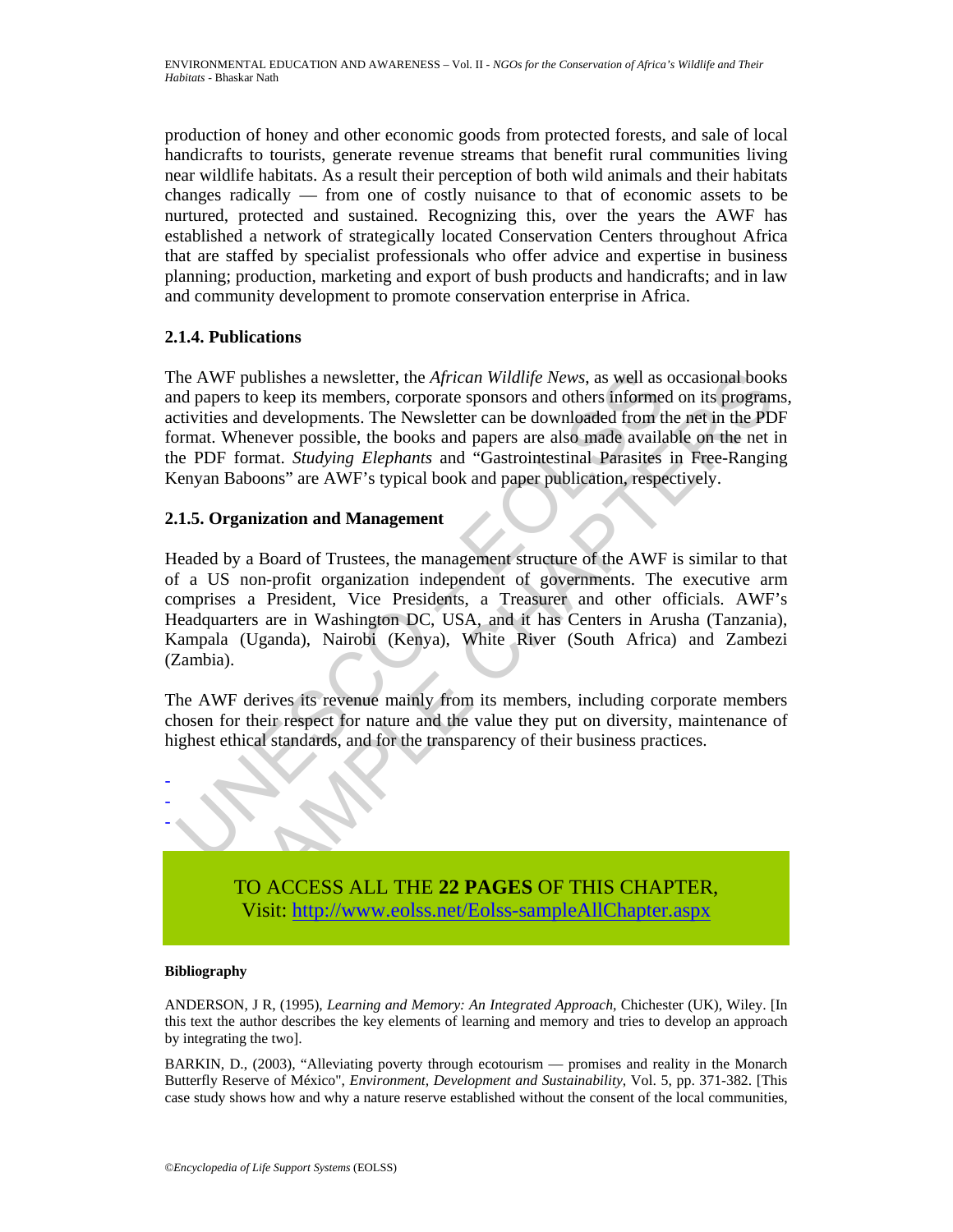production of honey and other economic goods from protected forests, and sale of local handicrafts to tourists, generate revenue streams that benefit rural communities living near wildlife habitats. As a result their perception of both wild animals and their habitats changes radically — from one of costly nuisance to that of economic assets to be nurtured, protected and sustained. Recognizing this, over the years the AWF has established a network of strategically located Conservation Centers throughout Africa that are staffed by specialist professionals who offer advice and expertise in business planning; production, marketing and export of bush products and handicrafts; and in law and community development to promote conservation enterprise in Africa.

### 2.1.4. Publications

The AWF publishes a newsletter, the *African Wildlife News*, as well as occasional books and papers to keep its members, corporate sponsors and others informed on its programs, activities and developments. The Newsletter can be downloaded from the net in the PDF format. Whenever possible, the books and papers are also made available on the net in the PDF format. *Studying Elephants* and "Gastrointestinal Parasites in Free-Ranging Kenyan Baboons" are AWF's typical book and paper publication, respectively.

### 2.1.5. Organization and Management

Headed by a Board of Trustees, the management structure of the AWF is similar to that of a US non-profit organization independent of governments. The executive arm comprises a President, Vice Presidents, a Treasurer and other officials. AWF's Headquarters are in Washington DC, USA, and it has Centers in Arusha (Tanzania), Kampala (Uganda), Nairobi (Kenya), White River (South Africa) and Zambezi (Zambia).

The AWF derives its revenue mainly from its members, including corporate members chosen for their respect for nature and the value they put on diversity, maintenance of highest ethical standards, and for the transparency of their business practices.

-
-
-

TO ACCESS ALL THE **22 PAGES** OF THIS CHAPTER,
Visit: http://www.eolss.net/Eolss-sampleAllChapter.aspx

#### Bibliography

ANDERSON, J R, (1995), *Learning and Memory: An Integrated Approach*, Chichester (UK), Wiley. [In this text the author describes the key elements of learning and memory and tries to develop an approach by integrating the two].

BARKIN, D., (2003), "Alleviating poverty through ecotourism — promises and reality in the Monarch Butterfly Reserve of México", *Environment, Development and Sustainability*, Vol. 5, pp. 371-382. [This case study shows how and why a nature reserve established without the consent of the local communities,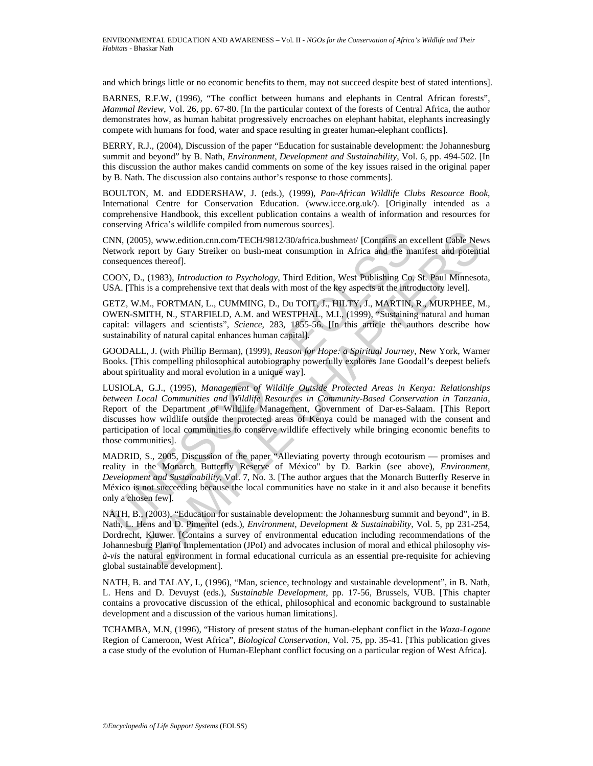and which brings little or no economic benefits to them, may not succeed despite best of stated intentions].

BARNES, R.F.W, (1996), "The conflict between humans and elephants in Central African forests", *Mammal Review*, Vol. 26, pp. 67-80. [In the particular context of the forests of Central Africa, the author demonstrates how, as human habitat progressively encroaches on elephant habitat, elephants increasingly compete with humans for food, water and space resulting in greater human-elephant conflicts].

BERRY, R.J., (2004), Discussion of the paper "Education for sustainable development: the Johannesburg summit and beyond" by B. Nath, *Environment, Development and Sustainability*, Vol. 6, pp. 494-502. [In this discussion the author makes candid comments on some of the key issues raised in the original paper by B. Nath. The discussion also contains author's response to those comments].

BOULTON, M. and EDDERSHAW, J. (eds.), (1999), *Pan-African Wildlife Clubs Resource Book*, International Centre for Conservation Education. (www.icce.org.uk/). [Originally intended as a comprehensive Handbook, this excellent publication contains a wealth of information and resources for conserving Africa's wildlife compiled from numerous sources].

CNN, (2005), www.edition.cnn.com/TECH/9812/30/africa.bushmeat/ [Contains an excellent Cable News Network report by Gary Streiker on bush-meat consumption in Africa and the manifest and potential consequences thereof].

COON, D., (1983), *Introduction to Psychology*, Third Edition, West Publishing Co, St. Paul Minnesota, USA. [This is a comprehensive text that deals with most of the key aspects at the introductory level].

GETZ, W.M., FORTMAN, L., CUMMING, D., Du TOIT, J., HILTY, J., MARTIN, R., MURPHEE, M., OWEN-SMITH, N., STARFIELD, A.M. and WESTPHAL, M.I., (1999), "Sustaining natural and human capital: villagers and scientists", *Science*, 283, 1855-56. [In this article the authors describe how sustainability of natural capital enhances human capital].

GOODALL, J. (with Phillip Berman), (1999), *Reason for Hope: a Spiritual Journey*, New York, Warner Books. [This compelling philosophical autobiography powerfully explores Jane Goodall's deepest beliefs about spirituality and moral evolution in a unique way].

LUSIOLA, G.J., (1995), *Management of Wildlife Outside Protected Areas in Kenya: Relationships between Local Communities and Wildlife Resources in Community-Based Conservation in Tanzania*, Report of the Department of Wildlife Management, Government of Dar-es-Salaam. [This Report discusses how wildlife outside the protected areas of Kenya could be managed with the consent and participation of local communities to conserve wildlife effectively while bringing economic benefits to those communities].

MADRID, S., 2005, Discussion of the paper "Alleviating poverty through ecotourism — promises and reality in the Monarch Butterfly Reserve of México" by D. Barkin (see above), *Environment, Development and Sustainability*, Vol. 7, No. 3. [The author argues that the Monarch Butterfly Reserve in México is not succeeding because the local communities have no stake in it and also because it benefits only a chosen few].

NATH, B., (2003), "Education for sustainable development: the Johannesburg summit and beyond", in B. Nath, L. Hens and D. Pimentel (eds.), *Environment, Development & Sustainability*, Vol. 5, pp 231-254, Dordrecht, Kluwer. [Contains a survey of environmental education including recommendations of the Johannesburg Plan of Implementation (JPoI) and advocates inclusion of moral and ethical philosophy *vis-à-vis* the natural environment in formal educational curricula as an essential pre-requisite for achieving global sustainable development].

NATH, B. and TALAY, I., (1996), "Man, science, technology and sustainable development", in B. Nath, L. Hens and D. Devuyst (eds.), *Sustainable Development*, pp. 17-56, Brussels, VUB. [This chapter contains a provocative discussion of the ethical, philosophical and economic background to sustainable development and a discussion of the various human limitations].

TCHAMBA, M.N, (1996), "History of present status of the human-elephant conflict in the *Waza-Logone* Region of Cameroon, West Africa", *Biological Conservation*, Vol. 75, pp. 35-41. [This publication gives a case study of the evolution of Human-Elephant conflict focusing on a particular region of West Africa].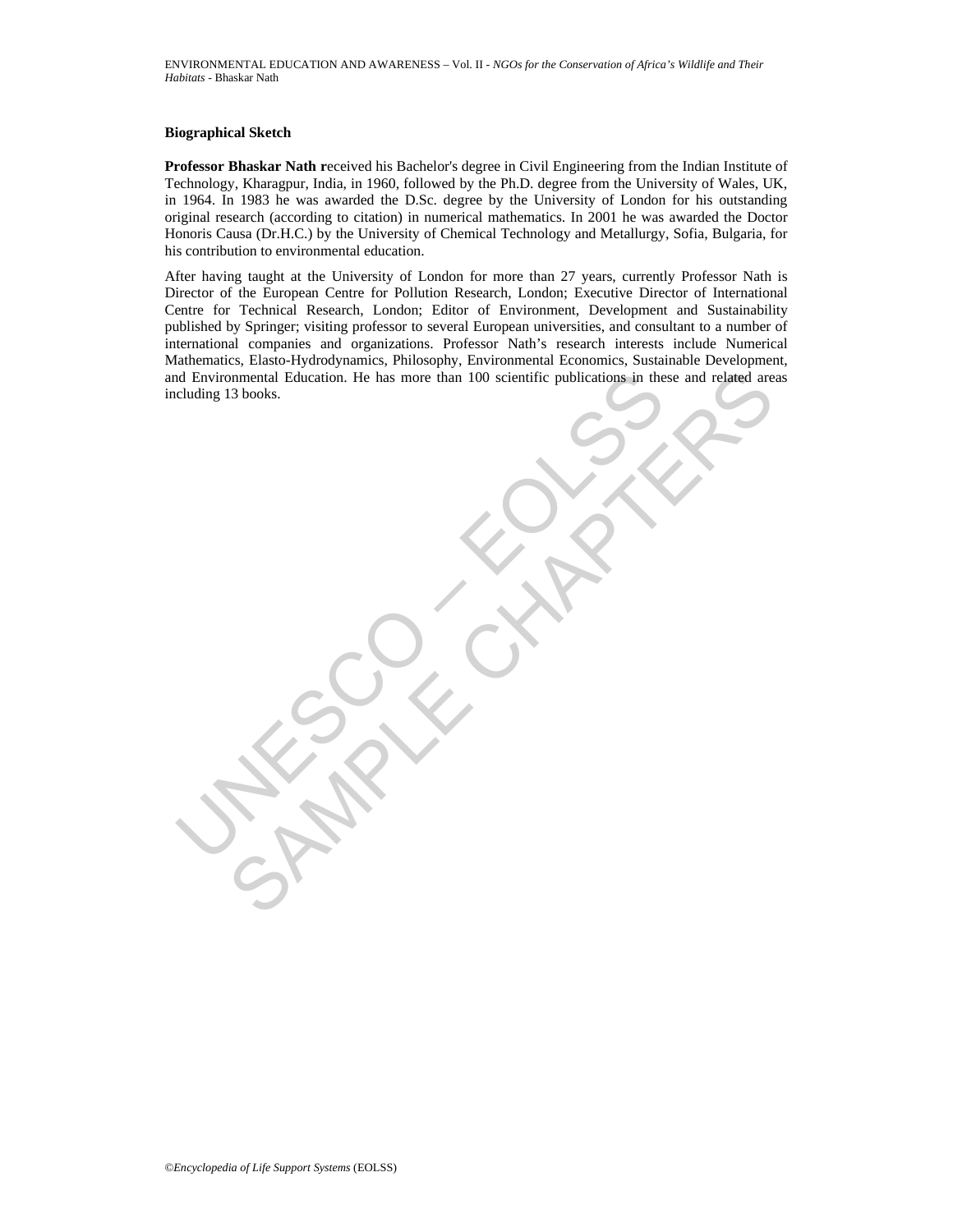**Biographical Sketch**

**Professor Bhaskar Nath r**eceived his Bachelor's degree in Civil Engineering from the Indian Institute of Technology, Kharagpur, India, in 1960, followed by the Ph.D. degree from the University of Wales, UK, in 1964. In 1983 he was awarded the D.Sc. degree by the University of London for his outstanding original research (according to citation) in numerical mathematics. In 2001 he was awarded the Doctor Honoris Causa (Dr.H.C.) by the University of Chemical Technology and Metallurgy, Sofia, Bulgaria, for his contribution to environmental education.

After having taught at the University of London for more than 27 years, currently Professor Nath is Director of the European Centre for Pollution Research, London; Executive Director of International Centre for Technical Research, London; Editor of Environment, Development and Sustainability published by Springer; visiting professor to several European universities, and consultant to a number of international companies and organizations. Professor Nath's research interests include Numerical Mathematics, Elasto-Hydrodynamics, Philosophy, Environmental Economics, Sustainable Development, and Environmental Education. He has more than 100 scientific publications in these and related areas including 13 books.